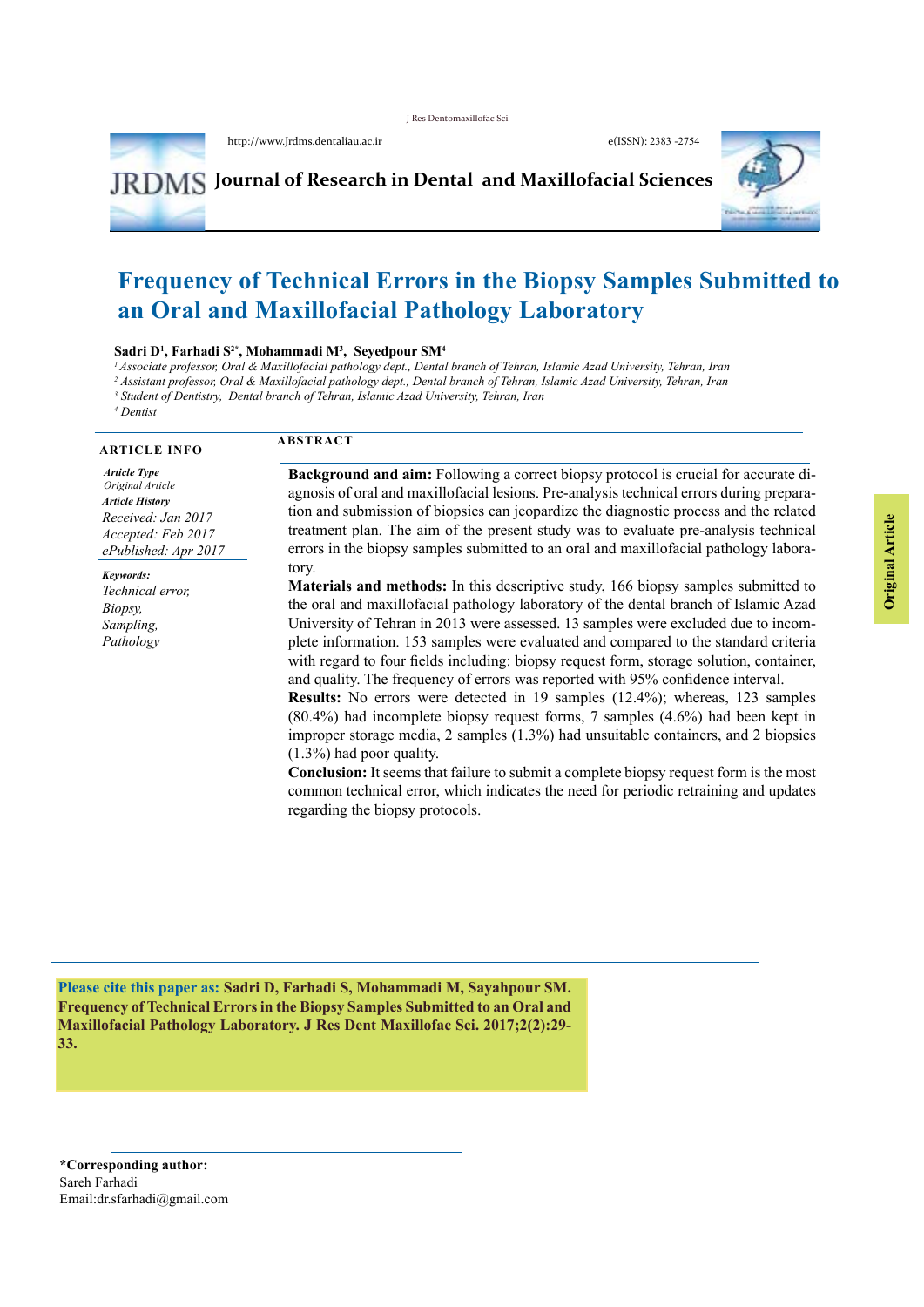# Frequency of Technical Errors in the Biopsy Samples Submitted to an Oral and Maxillofacial Pathology Laboratory

**Sadri D[1], Farhadi S[2*], Mohammadi M[3], Seyedpour SM[4]**

*[1] Associate professor, Oral & Maxillofacial pathology dept., Dental branch of Tehran, Islamic Azad University, Tehran, Iran*
*[2] Assistant professor, Oral & Maxillofacial pathology dept., Dental branch of Tehran, Islamic Azad University, Tehran, Iran*
*[3] Student of Dentistry, Dental branch of Tehran, Islamic Azad University, Tehran, Iran*
*[4] Dentist*

## ARTICLE INFO

***Article Type***
*Original Article*

***Article History***
*Received: Jan 2017*
*Accepted: Feb 2017*
*ePublished: Apr 2017*

***Keywords:***
*Technical error,*
*Biopsy,*
*Sampling,*
*Pathology*

## ABSTRACT

**Background and aim:** Following a correct biopsy protocol is crucial for accurate diagnosis of oral and maxillofacial lesions. Pre-analysis technical errors during preparation and submission of biopsies can jeopardize the diagnostic process and the related treatment plan. The aim of the present study was to evaluate pre-analysis technical errors in the biopsy samples submitted to an oral and maxillofacial pathology laboratory.

**Materials and methods:** In this descriptive study, 166 biopsy samples submitted to the oral and maxillofacial pathology laboratory of the dental branch of Islamic Azad University of Tehran in 2013 were assessed. 13 samples were excluded due to incomplete information. 153 samples were evaluated and compared to the standard criteria with regard to four fields including: biopsy request form, storage solution, container, and quality. The frequency of errors was reported with 95% confidence interval.

**Results:** No errors were detected in 19 samples (12.4%); whereas, 123 samples (80.4%) had incomplete biopsy request forms, 7 samples (4.6%) had been kept in improper storage media, 2 samples (1.3%) had unsuitable containers, and 2 biopsies (1.3%) had poor quality.

**Conclusion:** It seems that failure to submit a complete biopsy request form is the most common technical error, which indicates the need for periodic retraining and updates regarding the biopsy protocols.

**Please cite this paper as: Sadri D, Farhadi S, Mohammadi M, Sayahpour SM. Frequency of Technical Errors in the Biopsy Samples Submitted to an Oral and Maxillofacial Pathology Laboratory. J Res Dent Maxillofac Sci. 2017;2(2):29-33.**

**\*Corresponding author:**
Sareh Farhadi
Email:dr.sfarhadi@gmail.com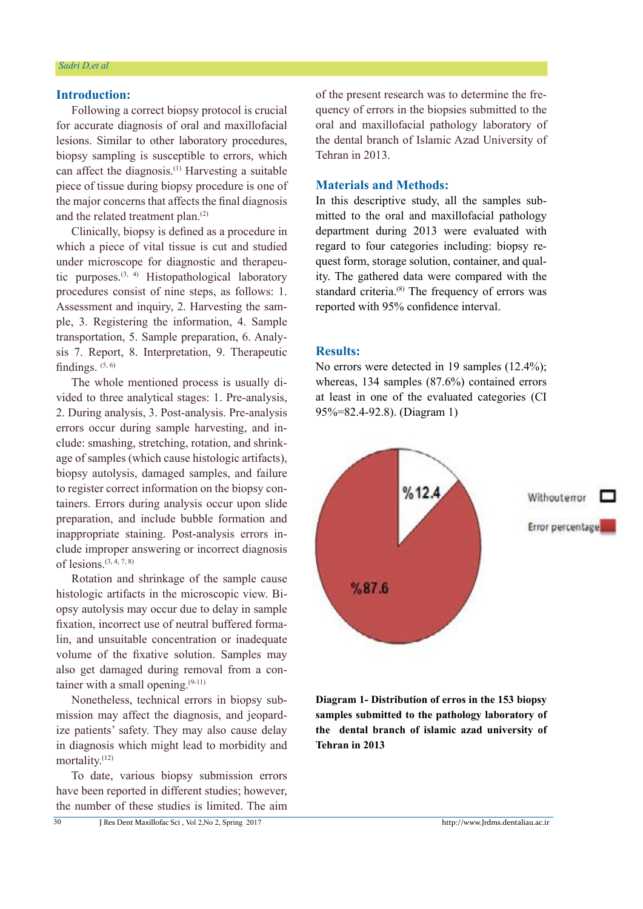## Introduction:

Following a correct biopsy protocol is crucial for accurate diagnosis of oral and maxillofacial lesions. Similar to other laboratory procedures, biopsy sampling is susceptible to errors, which can affect the diagnosis.[1] Harvesting a suitable piece of tissue during biopsy procedure is one of the major concerns that affects the final diagnosis and the related treatment plan.[2]

Clinically, biopsy is defined as a procedure in which a piece of vital tissue is cut and studied under microscope for diagnostic and therapeutic purposes.[3, 4] Histopathological laboratory procedures consist of nine steps, as follows: 1. Assessment and inquiry, 2. Harvesting the sample, 3. Registering the information, 4. Sample transportation, 5. Sample preparation, 6. Analysis 7. Report, 8. Interpretation, 9. Therapeutic findings. [5, 6]

The whole mentioned process is usually divided to three analytical stages: 1. Pre-analysis, 2. During analysis, 3. Post-analysis. Pre-analysis errors occur during sample harvesting, and include: smashing, stretching, rotation, and shrinkage of samples (which cause histologic artifacts), biopsy autolysis, damaged samples, and failure to register correct information on the biopsy containers. Errors during analysis occur upon slide preparation, and include bubble formation and inappropriate staining. Post-analysis errors include improper answering or incorrect diagnosis of lesions.[3, 4, 7, 8]

Rotation and shrinkage of the sample cause histologic artifacts in the microscopic view. Biopsy autolysis may occur due to delay in sample fixation, incorrect use of neutral buffered formalin, and unsuitable concentration or inadequate volume of the fixative solution. Samples may also get damaged during removal from a container with a small opening.[9-11]

Nonetheless, technical errors in biopsy submission may affect the diagnosis, and jeopardize patients' safety. They may also cause delay in diagnosis which might lead to morbidity and mortality.[12]

To date, various biopsy submission errors have been reported in different studies; however, the number of these studies is limited. The aim of the present research was to determine the frequency of errors in the biopsies submitted to the oral and maxillofacial pathology laboratory of the dental branch of Islamic Azad University of Tehran in 2013.

## Materials and Methods:

In this descriptive study, all the samples submitted to the oral and maxillofacial pathology department during 2013 were evaluated with regard to four categories including: biopsy request form, storage solution, container, and quality. The gathered data were compared with the standard criteria.[8] The frequency of errors was reported with 95% confidence interval.

## Results:

No errors were detected in 19 samples (12.4%); whereas, 134 samples (87.6%) contained errors at least in one of the evaluated categories (CI 95%=82.4-92.8). (Diagram 1)

%12.4

%87.6

Withouterror

Error percentage

**Diagram 1- Distribution of erros in the 153 biopsy samples submitted to the pathology laboratory of the dental branch of islamic azad university of Tehran in 2013**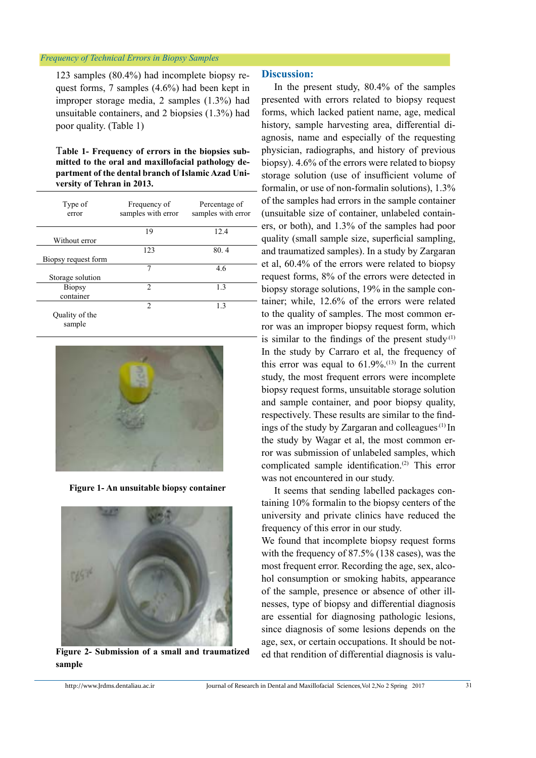123 samples (80.4%) had incomplete biopsy request forms, 7 samples (4.6%) had been kept in improper storage media, 2 samples (1.3%) had unsuitable containers, and 2 biopsies (1.3%) had poor quality. (Table 1)

**Table 1- Frequency of errors in the biopsies submitted to the oral and maxillofacial pathology department of the dental branch of Islamic Azad University of Tehran in 2013.**

| Type of error | Frequency of samples with error | Percentage of samples with error |
|---|---|---|
| Without error | 19 | 12.4 |
| Biopsy request form | 123 | 80. 4 |
| Storage solution | 7 | 4.6 |
| Biopsy container | 2 | 1.3 |
| Quality of the sample | 2 | 1.3 |

**Figure 1- An unsuitable biopsy container**

**Figure 2- Submission of a small and traumatized sample**

## Discussion:

In the present study, 80.4% of the samples presented with errors related to biopsy request forms, which lacked patient name, age, medical history, sample harvesting area, differential diagnosis, name and especially of the requesting physician, radiographs, and history of previous biopsy). 4.6% of the errors were related to biopsy storage solution (use of insufficient volume of formalin, or use of non-formalin solutions), 1.3% of the samples had errors in the sample container (unsuitable size of container, unlabeled containers, or both), and 1.3% of the samples had poor quality (small sample size, superficial sampling, and traumatized samples). In a study by Zargaran et al, 60.4% of the errors were related to biopsy request forms, 8% of the errors were detected in biopsy storage solutions, 19% in the sample container; while, 12.6% of the errors were related to the quality of samples. The most common error was an improper biopsy request form, which is similar to the findings of the present study.[1] In the study by Carraro et al, the frequency of this error was equal to 61.9%.[13] In the current study, the most frequent errors were incomplete biopsy request forms, unsuitable storage solution and sample container, and poor biopsy quality, respectively. These results are similar to the findings of the study by Zargaran and colleagues.[1] In the study by Wagar et al, the most common error was submission of unlabeled samples, which complicated sample identification.[2] This error was not encountered in our study.

It seems that sending labelled packages containing 10% formalin to the biopsy centers of the university and private clinics have reduced the frequency of this error in our study.

We found that incomplete biopsy request forms with the frequency of 87.5% (138 cases), was the most frequent error. Recording the age, sex, alcohol consumption or smoking habits, appearance of the sample, presence or absence of other illnesses, type of biopsy and differential diagnosis are essential for diagnosing pathologic lesions, since diagnosis of some lesions depends on the age, sex, or certain occupations. It should be noted that rendition of differential diagnosis is valu-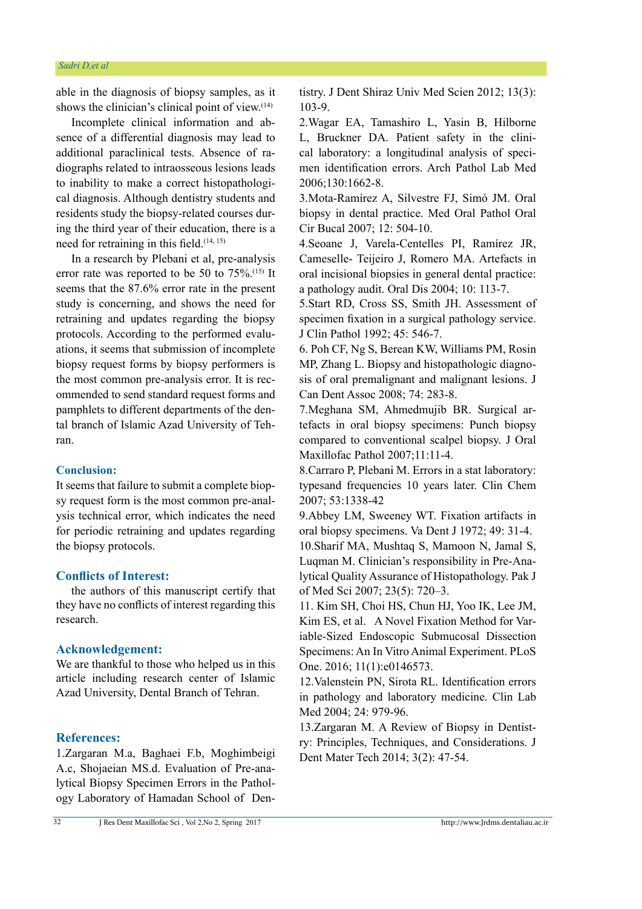able in the diagnosis of biopsy samples, as it shows the clinician's clinical point of view.[14]

Incomplete clinical information and absence of a differential diagnosis may lead to additional paraclinical tests. Absence of radiographs related to intraosseous lesions leads to inability to make a correct histopathological diagnosis. Although dentistry students and residents study the biopsy-related courses during the third year of their education, there is a need for retraining in this field.[14, 15]

In a research by Plebani et al, pre-analysis error rate was reported to be 50 to 75%.[15] It seems that the 87.6% error rate in the present study is concerning, and shows the need for retraining and updates regarding the biopsy protocols. According to the performed evaluations, it seems that submission of incomplete biopsy request forms by biopsy performers is the most common pre-analysis error. It is recommended to send standard request forms and pamphlets to different departments of the dental branch of Islamic Azad University of Tehran.

## Conclusion:

It seems that failure to submit a complete biopsy request form is the most common pre-analysis technical error, which indicates the need for periodic retraining and updates regarding the biopsy protocols.

## Conflicts of Interest:

the authors of this manuscript certify that they have no conflicts of interest regarding this research.

## Acknowledgement:

We are thankful to those who helped us in this article including research center of Islamic Azad University, Dental Branch of Tehran.

## References:

1.Zargaran M.a, Baghaei F.b, Moghimbeigi A.c, Shojaeian MS.d. Evaluation of Pre-analytical Biopsy Specimen Errors in the Pathology Laboratory of Hamadan School of Dentistry. J Dent Shiraz Univ Med Scien 2012; 13(3): 103-9.

2.Wagar EA, Tamashiro L, Yasin B, Hilborne L, Bruckner DA. Patient safety in the clinical laboratory: a longitudinal analysis of specimen identification errors. Arch Pathol Lab Med 2006;130:1662-8.

3.Mota-Ramírez A, Silvestre FJ, Simó JM. Oral biopsy in dental practice. Med Oral Pathol Oral Cir Bucal 2007; 12: 504-10.

4.Seoane J, Varela-Centelles PI, Ramírez JR, Cameselle- Teijeiro J, Romero MA. Artefacts in oral incisional biopsies in general dental practice: a pathology audit. Oral Dis 2004; 10: 113-7.

5.Start RD, Cross SS, Smith JH. Assessment of specimen fixation in a surgical pathology service. J Clin Pathol 1992; 45: 546-7.

6. Poh CF, Ng S, Berean KW, Williams PM, Rosin MP, Zhang L. Biopsy and histopathologic diagnosis of oral premalignant and malignant lesions. J Can Dent Assoc 2008; 74: 283-8.

7.Meghana SM, Ahmedmujib BR. Surgical artefacts in oral biopsy specimens: Punch biopsy compared to conventional scalpel biopsy. J Oral Maxillofac Pathol 2007;11:11-4.

8.Carraro P, Plebani M. Errors in a stat laboratory: typesand frequencies 10 years later. Clin Chem 2007; 53:1338-42

9.Abbey LM, Sweeney WT. Fixation artifacts in oral biopsy specimens. Va Dent J 1972; 49: 31-4.

10.Sharif MA, Mushtaq S, Mamoon N, Jamal S, Luqman M. Clinician's responsibility in Pre-Analytical Quality Assurance of Histopathology. Pak J of Med Sci 2007; 23(5): 720–3.

11. Kim SH, Choi HS, Chun HJ, Yoo IK, Lee JM, Kim ES, et al. A Novel Fixation Method for Variable-Sized Endoscopic Submucosal Dissection Specimens: An In Vitro Animal Experiment. PLoS One. 2016; 11(1):e0146573.

12.Valenstein PN, Sirota RL. Identification errors in pathology and laboratory medicine. Clin Lab Med 2004; 24: 979-96.

13.Zargaran M. A Review of Biopsy in Dentistry: Principles, Techniques, and Considerations. J Dent Mater Tech 2014; 3(2): 47-54.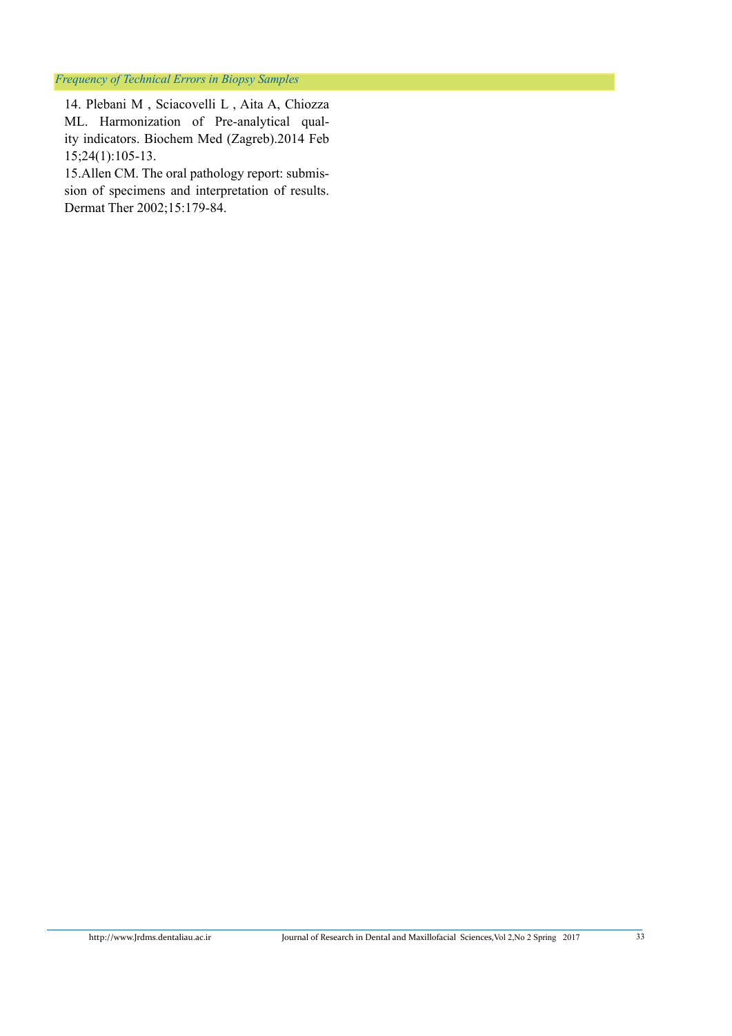14. Plebani M , Sciacovelli L , Aita A, Chiozza ML. Harmonization of Pre-analytical quality indicators. Biochem Med (Zagreb).2014 Feb 15;24(1):105-13.

15.Allen CM. The oral pathology report: submission of specimens and interpretation of results. Dermat Ther 2002;15:179-84.